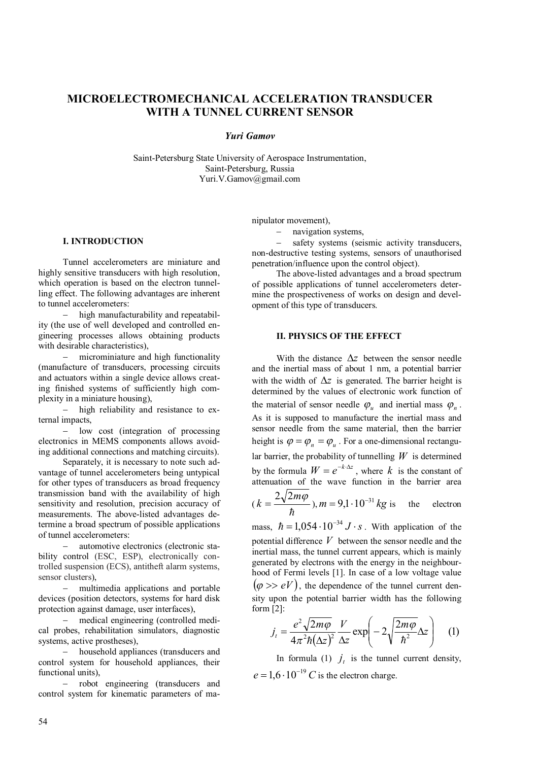# MICROELECTROMECHANICAL ACCELERATION TRANSDUCER WITH A TUNNEL CURRENT SENSOR

***Yuri Gamov***

Saint-Petersburg State University of Aerospace Instrumentation,
Saint-Petersburg, Russia
Yuri.V.Gamov@gmail.com

## I. INTRODUCTION

Tunnel accelerometers are miniature and highly sensitive transducers with high resolution, which operation is based on the electron tunnelling effect. The following advantages are inherent to tunnel accelerometers:

- high manufacturability and repeatability (the use of well developed and controlled engineering processes allows obtaining products with desirable characteristics),
- microminiature and high functionality (manufacture of transducers, processing circuits and actuators within a single device allows creating finished systems of sufficiently high complexity in a miniature housing),
- high reliability and resistance to external impacts,
- low cost (integration of processing electronics in MEMS components allows avoiding additional connections and matching circuits).

Separately, it is necessary to note such advantage of tunnel accelerometers being untypical for other types of transducers as broad frequency transmission band with the availability of high sensitivity and resolution, precision accuracy of measurements. The above-listed advantages determine a broad spectrum of possible applications of tunnel accelerometers:

- automotive electronics (electronic stability control (ESC, ESP), electronically controlled suspension (ECS), antitheft alarm systems, sensor clusters),
- multimedia applications and portable devices (position detectors, systems for hard disk protection against damage, user interfaces),
- medical engineering (controlled medical probes, rehabilitation simulators, diagnostic systems, active prostheses),
- household appliances (transducers and control system for household appliances, their functional units),
- robot engineering (transducers and control system for kinematic parameters of manipulator movement),
- navigation systems,
- safety systems (seismic activity transducers, non-destructive testing systems, sensors of unauthorised penetration/influence upon the control object).

The above-listed advantages and a broad spectrum of possible applications of tunnel accelerometers determine the prospectiveness of works on design and development of this type of transducers.

## II. PHYSICS OF THE EFFECT

With the distance $\Delta z$ between the sensor needle and the inertial mass of about 1 nm, a potential barrier with the width of $\Delta z$ is generated. The barrier height is determined by the values of electronic work function of the material of sensor needle $\varphi_u$ and inertial mass $\varphi_n$. As it is supposed to manufacture the inertial mass and sensor needle from the same material, then the barrier height is $\varphi = \varphi_n = \varphi_u$. For a one-dimensional rectangular barrier, the probability of tunnelling $W$ is determined by the formula $W = e^{-k \cdot \Delta z}$, where $k$ is the constant of attenuation of the wave function in the barrier area ($k = \frac{2\sqrt{2m\varphi}}{\hbar}$), $m = 9{,}1 \cdot 10^{-31}\,kg$ is the electron mass, $\hbar = 1{,}054 \cdot 10^{-34}\,J \cdot s$. With application of the potential difference $V$ between the sensor needle and the inertial mass, the tunnel current appears, which is mainly generated by electrons with the energy in the neighbourhood of Fermi levels [1]. In case of a low voltage value $(\varphi >> eV)$, the dependence of the tunnel current density upon the potential barrier width has the following form [2]:

$$j_t = \frac{e^2\sqrt{2m\varphi}}{4\pi^2\hbar(\Delta z)^2}\frac{V}{\Delta z}\exp\left(-2\sqrt{\frac{2m\varphi}{\hbar^2}}\Delta z\right) \quad (1)$$

In formula (1) $j_t$ is the tunnel current density, $e = 1{,}6 \cdot 10^{-19}\,C$ is the electron charge.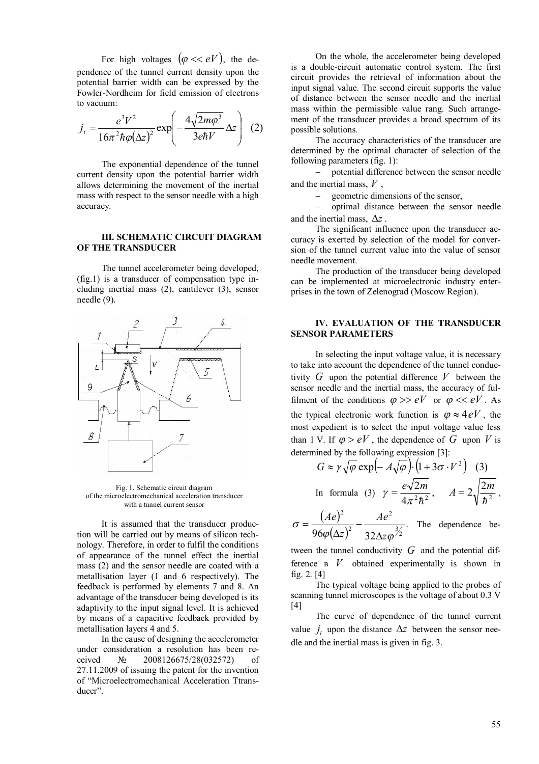For high voltages $(\varphi << eV)$, the dependence of the tunnel current density upon the potential barrier width can be expressed by the Fowler-Nordheim for field emission of electrons to vacuum:

$$j_t = \frac{e^3 V^2}{16\pi^2 \hbar \varphi (\Delta z)^2} \exp\left( -\frac{4\sqrt{2m\varphi^3}}{3e\hbar V} \Delta z \right) \quad (2)$$

The exponential dependence of the tunnel current density upon the potential barrier width allows determining the movement of the inertial mass with respect to the sensor needle with a high accuracy.

## III. SCHEMATIC CIRCUIT DIAGRAM OF THE TRANSDUCER

The tunnel accelerometer being developed, (fig.1) is a transducer of compensation type including inertial mass (2), cantilever (3), sensor needle (9).

1
2
3
4
S
L
V
5
9
6
8
7

Fig. 1. Schematic circuit diagram of the microelectromechanical acceleration transducer with a tunnel current sensor

It is assumed that the transducer production will be carried out by means of silicon technology. Therefore, in order to fulfil the conditions of appearance of the tunnel effect the inertial mass (2) and the sensor needle are coated with a metallisation layer (1 and 6 respectively). The feedback is performed by elements 7 and 8. An advantage of the transducer being developed is its adaptivity to the input signal level. It is achieved by means of a capacitive feedback provided by metallisation layers 4 and 5.

In the cause of designing the accelerometer under consideration a resolution has been received № 2008126675/28(032572) of 27.11.2009 of issuing the patent for the invention of "Microelectromechanical Acceleration Ttransducer".

On the whole, the accelerometer being developed is a double-circuit automatic control system. The first circuit provides the retrieval of information about the input signal value. The second circuit supports the value of distance between the sensor needle and the inertial mass within the permissible value rang. Such arrangement of the transducer provides a broad spectrum of its possible solutions.

The accuracy characteristics of the transducer are determined by the optimal character of selection of the following parameters (fig. 1):

- potential difference between the sensor needle and the inertial mass, $V$ ,
- geometric dimensions of the sensor,
- optimal distance between the sensor needle and the inertial mass, $\Delta z$ .

The significant influence upon the transducer accuracy is exerted by selection of the model for conversion of the tunnel current value into the value of sensor needle movement.

The production of the transducer being developed can be implemented at microelectronic industry enterprises in the town of Zelenograd (Moscow Region).

## IV. EVALUATION OF THE TRANSDUCER SENSOR PARAMETERS

In selecting the input voltage value, it is necessary to take into account the dependence of the tunnel conductivity $G$ upon the potential difference $V$ between the sensor needle and the inertial mass, the accuracy of fulfilment of the conditions $\varphi >> eV$ or $\varphi << eV$ . As the typical electronic work function is $\varphi \approx 4eV$ , the most expedient is to select the input voltage value less than 1 V. If $\varphi > eV$ , the dependence of $G$ upon $V$ is determined by the following expression [3]:

$$G \approx \gamma \sqrt{\varphi} \exp\left(-A\sqrt{\varphi}\right) \cdot \left(1 + 3\sigma \cdot V^2\right) \quad (3)$$

In formula (3) $\gamma = \dfrac{e\sqrt{2m}}{4\pi^2 \hbar^2}$, $A = 2\sqrt{\dfrac{2m}{\hbar^2}}$ , $\sigma = \dfrac{(Ae)^2}{96\varphi (\Delta z)^2} - \dfrac{Ae^2}{32\Delta z \varphi^{3/2}}$. The dependence between the tunnel conductivity $G$ and the potential difference в $V$ obtained experimentally is shown in fig. 2. [4]

The typical voltage being applied to the probes of scanning tunnel microscopes is the voltage of about 0.3 V [4]

The curve of dependence of the tunnel current value $j_t$ upon the distance $\Delta z$ between the sensor needle and the inertial mass is given in fig. 3.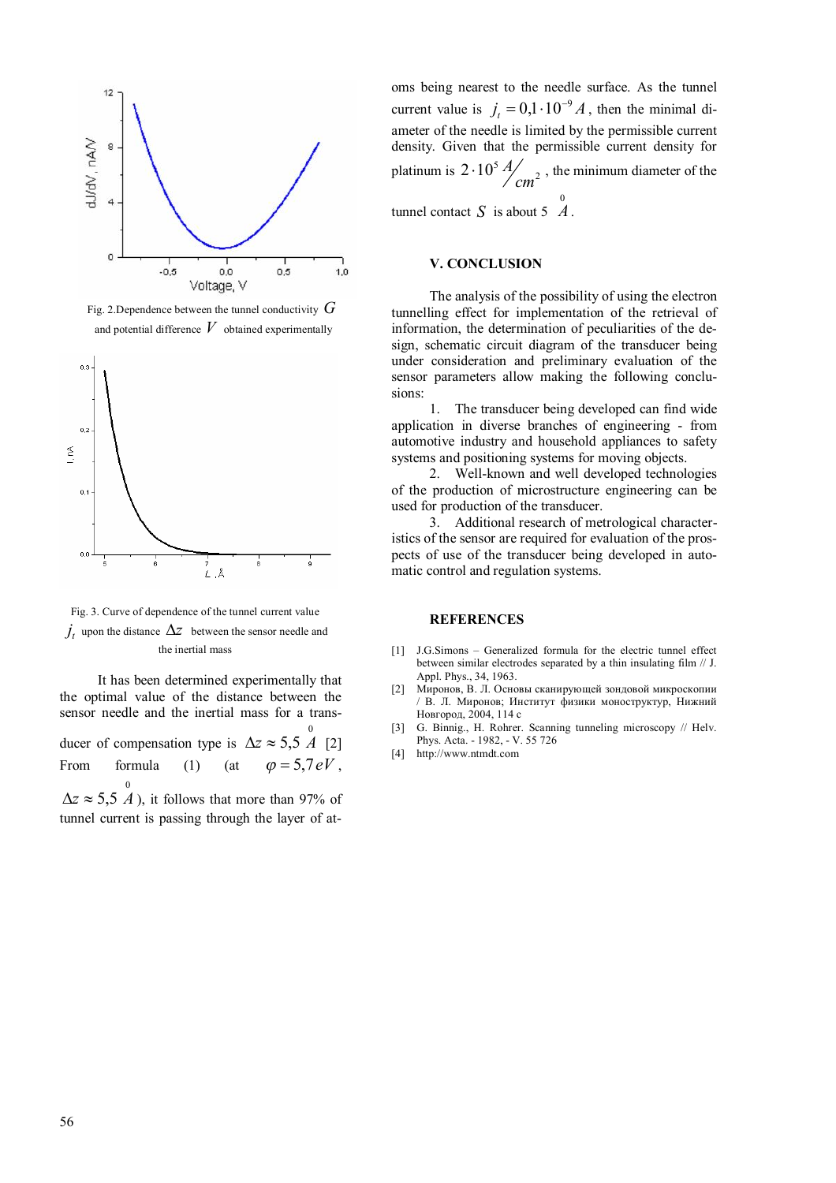12
8
4
0
dJ/dV , nA/V
-0,5
0,0
0,5
1,0
Voltage, V

Fig. 2. Dependence between the tunnel conductivity $G$ and potential difference $V$ obtained experimentally

0.3
0.2
0.1
0.0
I, nA
5
6
7
8
9
L, Å

Fig. 3. Curve of dependence of the tunnel current value $j_t$ upon the distance $\Delta z$ between the sensor needle and the inertial mass

It has been determined experimentally that the optimal value of the distance between the sensor needle and the inertial mass for a transducer of compensation type is $\Delta z \approx 5{,}5\ \overset{0}{A}$ [2]

From formula (1) (at $\varphi = 5{,}7\,eV$, $\Delta z \approx 5{,}5\ \overset{0}{A}$), it follows that more than 97% of tunnel current is passing through the layer of atoms being nearest to the needle surface. As the tunnel current value is $j_t = 0{,}1 \cdot 10^{-9} A$, then the minimal diameter of the needle is limited by the permissible current density. Given that the permissible current density for platinum is $2 \cdot 10^5\ A/_{cm^2}$, the minimum diameter of the tunnel contact $S$ is about 5 $\overset{0}{A}$.

## V. CONCLUSION

The analysis of the possibility of using the electron tunnelling effect for implementation of the retrieval of information, the determination of peculiarities of the design, schematic circuit diagram of the transducer being under consideration and preliminary evaluation of the sensor parameters allow making the following conclusions:

1. The transducer being developed can find wide application in diverse branches of engineering - from automotive industry and household appliances to safety systems and positioning systems for moving objects.
2. Well-known and well developed technologies of the production of microstructure engineering can be used for production of the transducer.
3. Additional research of metrological characteristics of the sensor are required for evaluation of the prospects of use of the transducer being developed in automatic control and regulation systems.

## REFERENCES

[1] J.G.Simons – Generalized formula for the electric tunnel effect between similar electrodes separated by a thin insulating film // J. Appl. Phys., 34, 1963.

[2] Миронов, В. Л. Основы сканирующей зондовой микроскопии / В. Л. Миронов; Институт физики монострукутр, Нижний Новгород, 2004, 114 с

[3] G. Binnig., H. Rohrer. Scanning tunneling microscopy // Helv. Phys. Acta. - 1982, - V. 55 726

[4] http://www.ntmdt.com